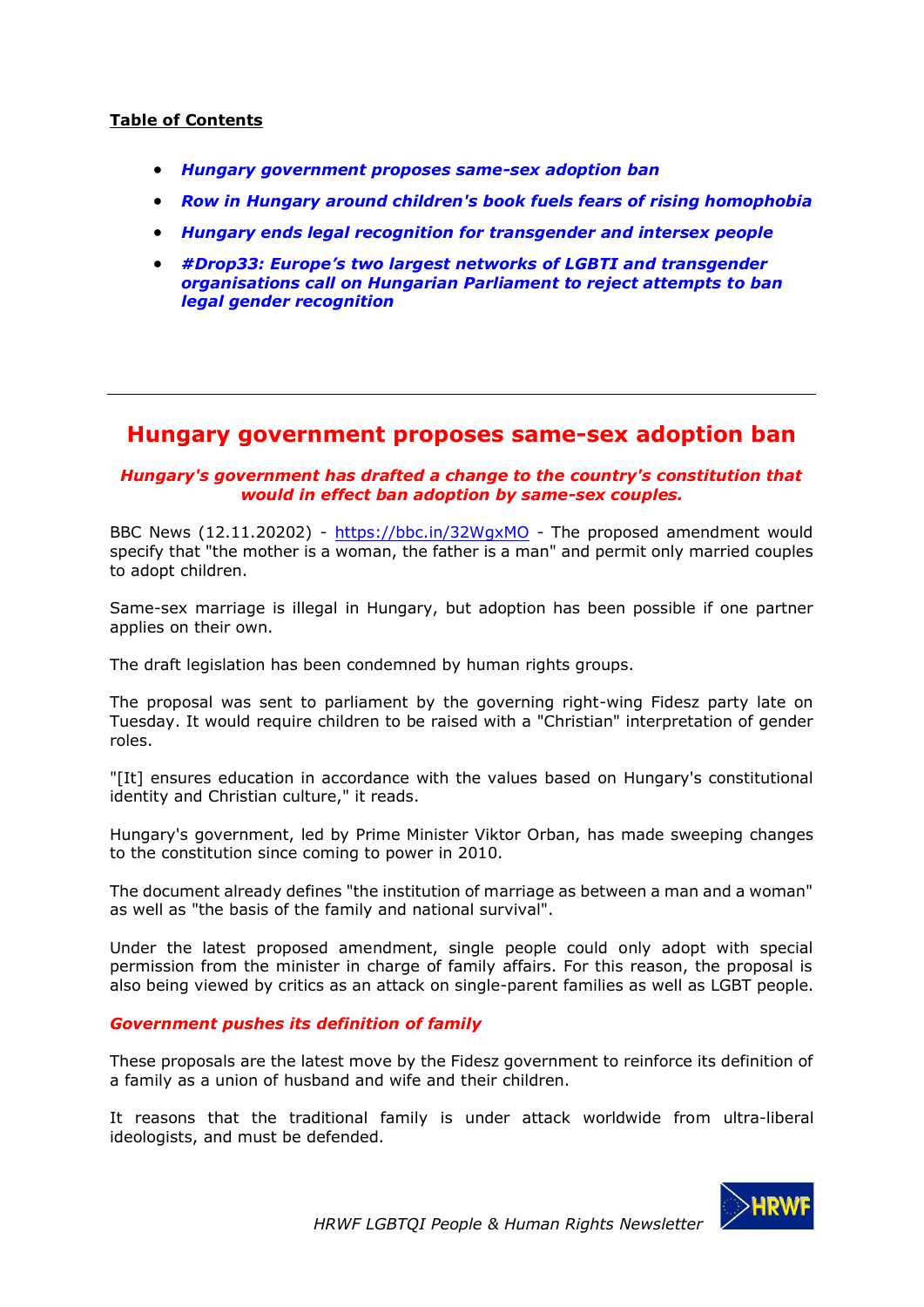**Table of Contents**

- ***Hungary government proposes same-sex adoption ban***
- ***Row in Hungary around children's book fuels fears of rising homophobia***
- ***Hungary ends legal recognition for transgender and intersex people***
- ***#Drop33: Europe's two largest networks of LGBTI and transgender organisations call on Hungarian Parliament to reject attempts to ban legal gender recognition***

---

# Hungary government proposes same-sex adoption ban

***Hungary's government has drafted a change to the country's constitution that would in effect ban adoption by same-sex couples.***

BBC News (12.11.20202) - https://bbc.in/32WgxMO - The proposed amendment would specify that "the mother is a woman, the father is a man" and permit only married couples to adopt children.

Same-sex marriage is illegal in Hungary, but adoption has been possible if one partner applies on their own.

The draft legislation has been condemned by human rights groups.

The proposal was sent to parliament by the governing right-wing Fidesz party late on Tuesday. It would require children to be raised with a "Christian" interpretation of gender roles.

"[It] ensures education in accordance with the values based on Hungary's constitutional identity and Christian culture," it reads.

Hungary's government, led by Prime Minister Viktor Orban, has made sweeping changes to the constitution since coming to power in 2010.

The document already defines "the institution of marriage as between a man and a woman" as well as "the basis of the family and national survival".

Under the latest proposed amendment, single people could only adopt with special permission from the minister in charge of family affairs. For this reason, the proposal is also being viewed by critics as an attack on single-parent families as well as LGBT people.

***Government pushes its definition of family***

These proposals are the latest move by the Fidesz government to reinforce its definition of a family as a union of husband and wife and their children.

It reasons that the traditional family is under attack worldwide from ultra-liberal ideologists, and must be defended.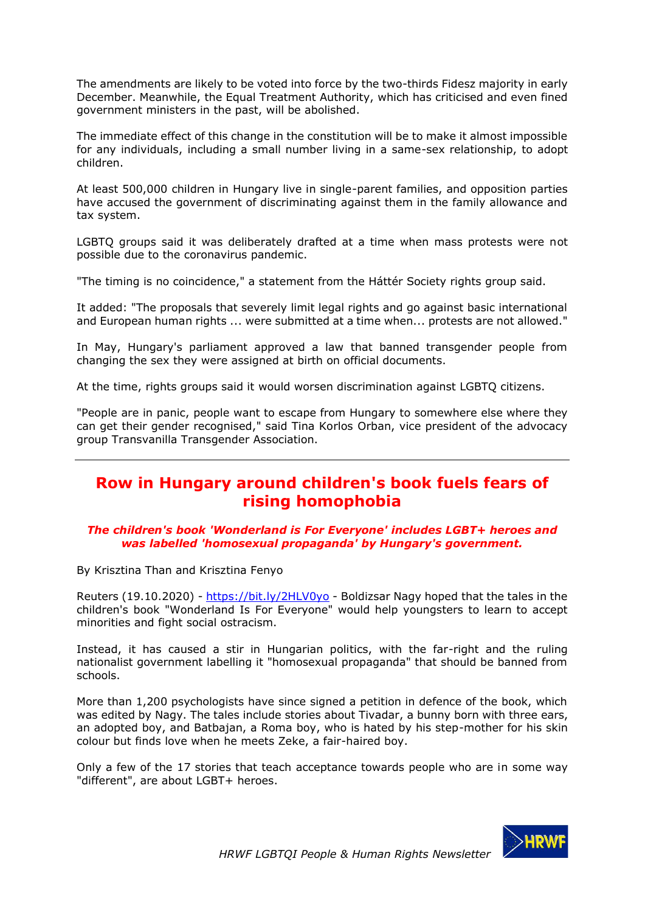The amendments are likely to be voted into force by the two-thirds Fidesz majority in early December. Meanwhile, the Equal Treatment Authority, which has criticised and even fined government ministers in the past, will be abolished.

The immediate effect of this change in the constitution will be to make it almost impossible for any individuals, including a small number living in a same-sex relationship, to adopt children.

At least 500,000 children in Hungary live in single-parent families, and opposition parties have accused the government of discriminating against them in the family allowance and tax system.

LGBTQ groups said it was deliberately drafted at a time when mass protests were not possible due to the coronavirus pandemic.

"The timing is no coincidence," a statement from the Háttér Society rights group said.

It added: "The proposals that severely limit legal rights and go against basic international and European human rights ... were submitted at a time when... protests are not allowed."

In May, Hungary's parliament approved a law that banned transgender people from changing the sex they were assigned at birth on official documents.

At the time, rights groups said it would worsen discrimination against LGBTQ citizens.

"People are in panic, people want to escape from Hungary to somewhere else where they can get their gender recognised," said Tina Korlos Orban, vice president of the advocacy group Transvanilla Transgender Association.

---

## Row in Hungary around children's book fuels fears of rising homophobia

***The children's book 'Wonderland is For Everyone' includes LGBT+ heroes and was labelled 'homosexual propaganda' by Hungary's government.***

By Krisztina Than and Krisztina Fenyo

Reuters (19.10.2020) - https://bit.ly/2HLV0yo - Boldizsar Nagy hoped that the tales in the children's book "Wonderland Is For Everyone" would help youngsters to learn to accept minorities and fight social ostracism.

Instead, it has caused a stir in Hungarian politics, with the far-right and the ruling nationalist government labelling it "homosexual propaganda" that should be banned from schools.

More than 1,200 psychologists have since signed a petition in defence of the book, which was edited by Nagy. The tales include stories about Tivadar, a bunny born with three ears, an adopted boy, and Batbajan, a Roma boy, who is hated by his step-mother for his skin colour but finds love when he meets Zeke, a fair-haired boy.

Only a few of the 17 stories that teach acceptance towards people who are in some way "different", are about LGBT+ heroes.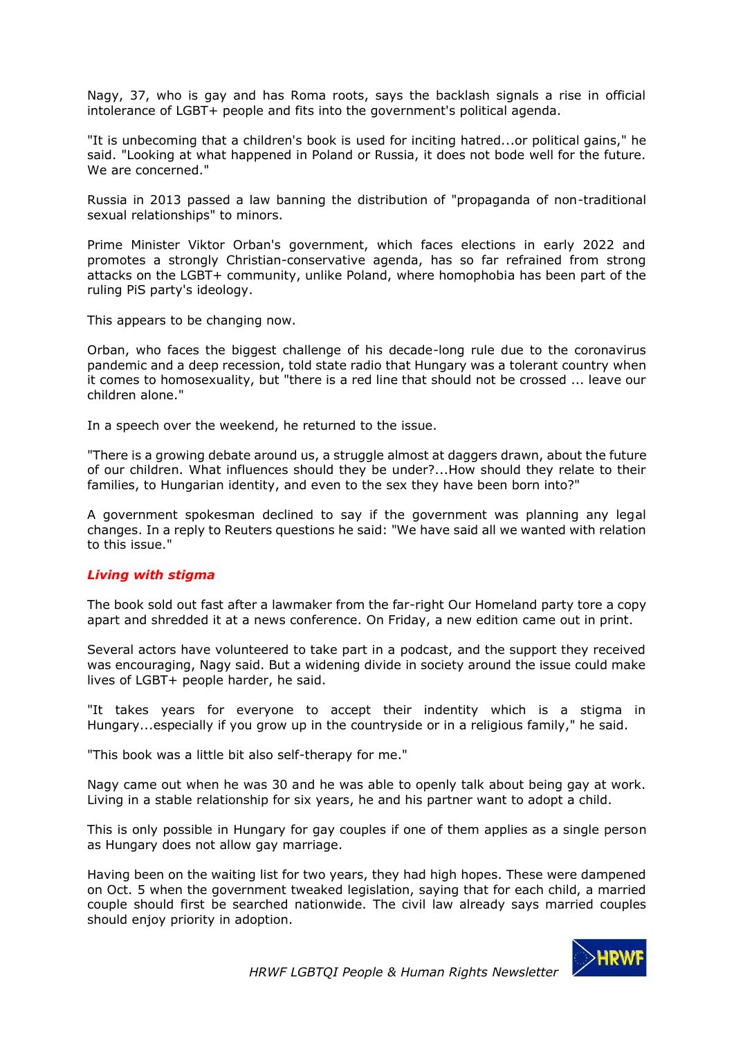Nagy, 37, who is gay and has Roma roots, says the backlash signals a rise in official intolerance of LGBT+ people and fits into the government's political agenda.

"It is unbecoming that a children's book is used for inciting hatred...or political gains," he said. "Looking at what happened in Poland or Russia, it does not bode well for the future. We are concerned."

Russia in 2013 passed a law banning the distribution of "propaganda of non-traditional sexual relationships" to minors.

Prime Minister Viktor Orban's government, which faces elections in early 2022 and promotes a strongly Christian-conservative agenda, has so far refrained from strong attacks on the LGBT+ community, unlike Poland, where homophobia has been part of the ruling PiS party's ideology.

This appears to be changing now.

Orban, who faces the biggest challenge of his decade-long rule due to the coronavirus pandemic and a deep recession, told state radio that Hungary was a tolerant country when it comes to homosexuality, but "there is a red line that should not be crossed ... leave our children alone."

In a speech over the weekend, he returned to the issue.

"There is a growing debate around us, a struggle almost at daggers drawn, about the future of our children. What influences should they be under?...How should they relate to their families, to Hungarian identity, and even to the sex they have been born into?"

A government spokesman declined to say if the government was planning any legal changes. In a reply to Reuters questions he said: "We have said all we wanted with relation to this issue."

### *Living with stigma*

The book sold out fast after a lawmaker from the far-right Our Homeland party tore a copy apart and shredded it at a news conference. On Friday, a new edition came out in print.

Several actors have volunteered to take part in a podcast, and the support they received was encouraging, Nagy said. But a widening divide in society around the issue could make lives of LGBT+ people harder, he said.

"It takes years for everyone to accept their indentity which is a stigma in Hungary...especially if you grow up in the countryside or in a religious family," he said.

"This book was a little bit also self-therapy for me."

Nagy came out when he was 30 and he was able to openly talk about being gay at work. Living in a stable relationship for six years, he and his partner want to adopt a child.

This is only possible in Hungary for gay couples if one of them applies as a single person as Hungary does not allow gay marriage.

Having been on the waiting list for two years, they had high hopes. These were dampened on Oct. 5 when the government tweaked legislation, saying that for each child, a married couple should first be searched nationwide. The civil law already says married couples should enjoy priority in adoption.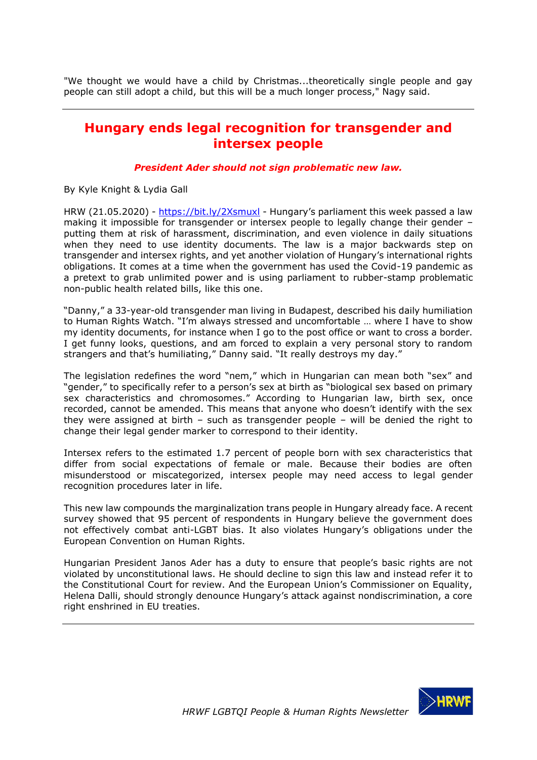"We thought we would have a child by Christmas...theoretically single people and gay people can still adopt a child, but this will be a much longer process," Nagy said.

---

## Hungary ends legal recognition for transgender and intersex people

***President Ader should not sign problematic new law.***

By Kyle Knight & Lydia Gall

HRW (21.05.2020) - https://bit.ly/2Xsmuxl - Hungary's parliament this week passed a law making it impossible for transgender or intersex people to legally change their gender – putting them at risk of harassment, discrimination, and even violence in daily situations when they need to use identity documents. The law is a major backwards step on transgender and intersex rights, and yet another violation of Hungary's international rights obligations. It comes at a time when the government has used the Covid-19 pandemic as a pretext to grab unlimited power and is using parliament to rubber-stamp problematic non-public health related bills, like this one.

"Danny," a 33-year-old transgender man living in Budapest, described his daily humiliation to Human Rights Watch. "I'm always stressed and uncomfortable … where I have to show my identity documents, for instance when I go to the post office or want to cross a border. I get funny looks, questions, and am forced to explain a very personal story to random strangers and that's humiliating," Danny said. "It really destroys my day."

The legislation redefines the word "nem," which in Hungarian can mean both "sex" and "gender," to specifically refer to a person's sex at birth as "biological sex based on primary sex characteristics and chromosomes." According to Hungarian law, birth sex, once recorded, cannot be amended. This means that anyone who doesn't identify with the sex they were assigned at birth – such as transgender people – will be denied the right to change their legal gender marker to correspond to their identity.

Intersex refers to the estimated 1.7 percent of people born with sex characteristics that differ from social expectations of female or male. Because their bodies are often misunderstood or miscategorized, intersex people may need access to legal gender recognition procedures later in life.

This new law compounds the marginalization trans people in Hungary already face. A recent survey showed that 95 percent of respondents in Hungary believe the government does not effectively combat anti-LGBT bias. It also violates Hungary's obligations under the European Convention on Human Rights.

Hungarian President Janos Ader has a duty to ensure that people's basic rights are not violated by unconstitutional laws. He should decline to sign this law and instead refer it to the Constitutional Court for review. And the European Union's Commissioner on Equality, Helena Dalli, should strongly denounce Hungary's attack against nondiscrimination, a core right enshrined in EU treaties.

---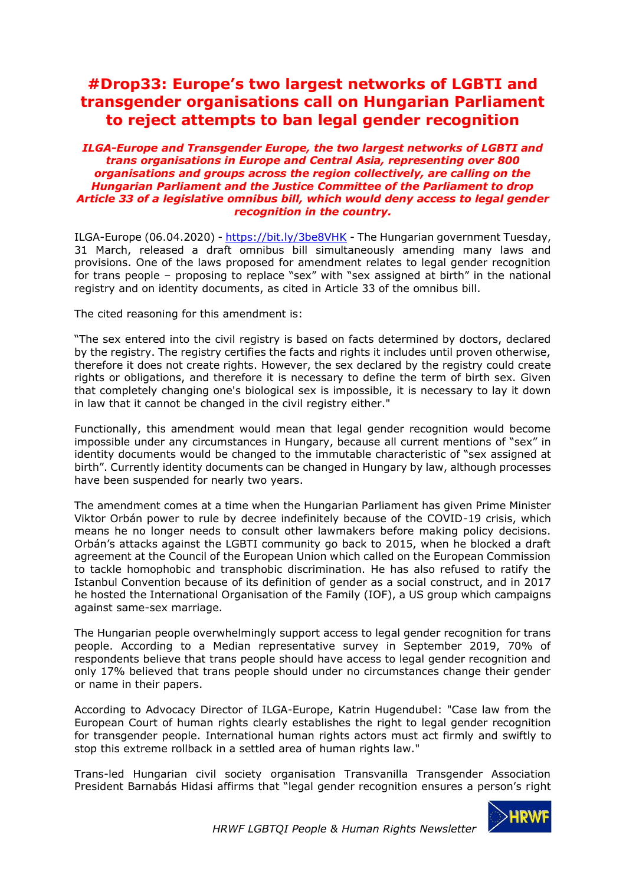# #Drop33: Europe's two largest networks of LGBTI and transgender organisations call on Hungarian Parliament to reject attempts to ban legal gender recognition

***ILGA-Europe and Transgender Europe, the two largest networks of LGBTI and trans organisations in Europe and Central Asia, representing over 800 organisations and groups across the region collectively, are calling on the Hungarian Parliament and the Justice Committee of the Parliament to drop Article 33 of a legislative omnibus bill, which would deny access to legal gender recognition in the country.***

ILGA-Europe (06.04.2020) - https://bit.ly/3be8VHK - The Hungarian government Tuesday, 31 March, released a draft omnibus bill simultaneously amending many laws and provisions. One of the laws proposed for amendment relates to legal gender recognition for trans people – proposing to replace "sex" with "sex assigned at birth" in the national registry and on identity documents, as cited in Article 33 of the omnibus bill.

The cited reasoning for this amendment is:

"The sex entered into the civil registry is based on facts determined by doctors, declared by the registry. The registry certifies the facts and rights it includes until proven otherwise, therefore it does not create rights. However, the sex declared by the registry could create rights or obligations, and therefore it is necessary to define the term of birth sex. Given that completely changing one's biological sex is impossible, it is necessary to lay it down in law that it cannot be changed in the civil registry either."

Functionally, this amendment would mean that legal gender recognition would become impossible under any circumstances in Hungary, because all current mentions of "sex" in identity documents would be changed to the immutable characteristic of "sex assigned at birth". Currently identity documents can be changed in Hungary by law, although processes have been suspended for nearly two years.

The amendment comes at a time when the Hungarian Parliament has given Prime Minister Viktor Orbán power to rule by decree indefinitely because of the COVID-19 crisis, which means he no longer needs to consult other lawmakers before making policy decisions. Orbán's attacks against the LGBTI community go back to 2015, when he blocked a draft agreement at the Council of the European Union which called on the European Commission to tackle homophobic and transphobic discrimination. He has also refused to ratify the Istanbul Convention because of its definition of gender as a social construct, and in 2017 he hosted the International Organisation of the Family (IOF), a US group which campaigns against same-sex marriage.

The Hungarian people overwhelmingly support access to legal gender recognition for trans people. According to a Median representative survey in September 2019, 70% of respondents believe that trans people should have access to legal gender recognition and only 17% believed that trans people should under no circumstances change their gender or name in their papers.

According to Advocacy Director of ILGA-Europe, Katrin Hugendubel: "Case law from the European Court of human rights clearly establishes the right to legal gender recognition for transgender people. International human rights actors must act firmly and swiftly to stop this extreme rollback in a settled area of human rights law."

Trans-led Hungarian civil society organisation Transvanilla Transgender Association President Barnabás Hidasi affirms that "legal gender recognition ensures a person's right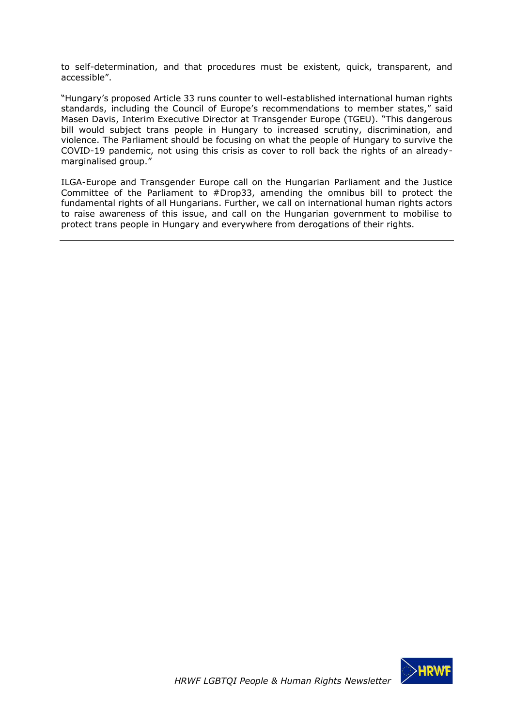to self-determination, and that procedures must be existent, quick, transparent, and accessible".

"Hungary's proposed Article 33 runs counter to well-established international human rights standards, including the Council of Europe's recommendations to member states," said Masen Davis, Interim Executive Director at Transgender Europe (TGEU). "This dangerous bill would subject trans people in Hungary to increased scrutiny, discrimination, and violence. The Parliament should be focusing on what the people of Hungary to survive the COVID-19 pandemic, not using this crisis as cover to roll back the rights of an already-marginalised group."

ILGA-Europe and Transgender Europe call on the Hungarian Parliament and the Justice Committee of the Parliament to #Drop33, amending the omnibus bill to protect the fundamental rights of all Hungarians. Further, we call on international human rights actors to raise awareness of this issue, and call on the Hungarian government to mobilise to protect trans people in Hungary and everywhere from derogations of their rights.

---